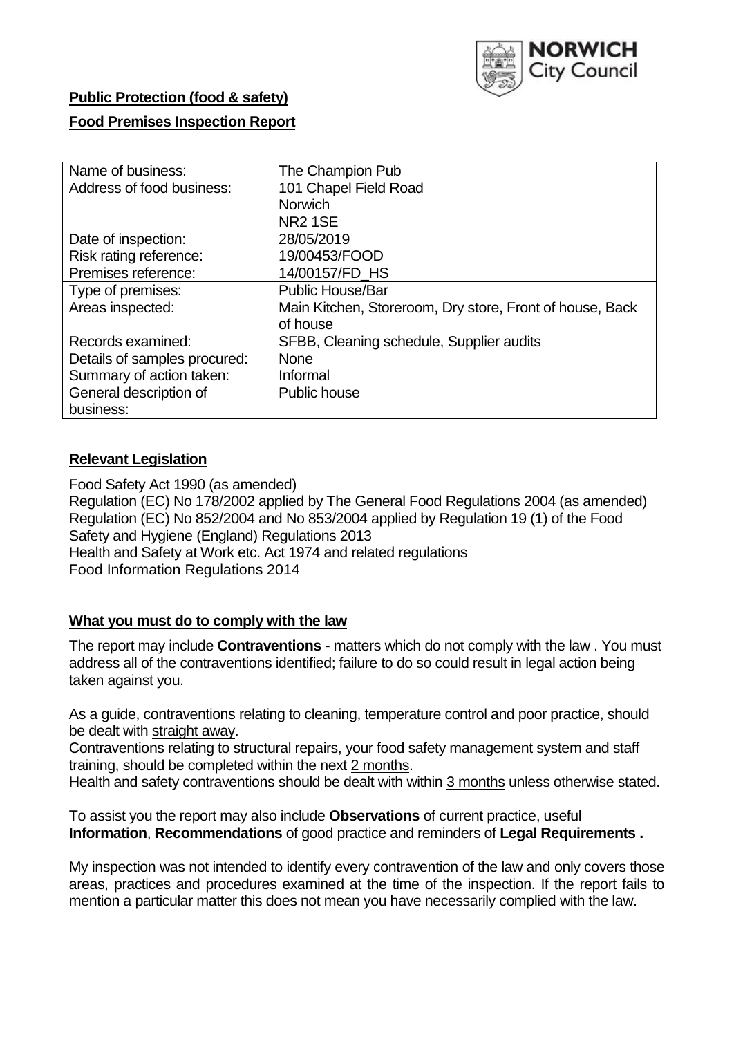NORWICH City Council

**Public Protection (food & safety)**

**Food Premises Inspection Report**

| Name of business: | The Champion Pub |
|---|---|
| Address of food business: | 101 Chapel Field Road<br>Norwich<br>NR2 1SE |
| Date of inspection: | 28/05/2019 |
| Risk rating reference: | 19/00453/FOOD |
| Premises reference: | 14/00157/FD_HS |
| Type of premises: | Public House/Bar |
| Areas inspected: | Main Kitchen, Storeroom, Dry store, Front of house, Back of house |
| Records examined: | SFBB, Cleaning schedule, Supplier audits |
| Details of samples procured: | None |
| Summary of action taken: | Informal |
| General description of business: | Public house |

## Relevant Legislation

Food Safety Act 1990 (as amended)
Regulation (EC) No 178/2002 applied by The General Food Regulations 2004 (as amended)
Regulation (EC) No 852/2004 and No 853/2004 applied by Regulation 19 (1) of the Food Safety and Hygiene (England) Regulations 2013
Health and Safety at Work etc. Act 1974 and related regulations
Food Information Regulations 2014

## What you must do to comply with the law

The report may include **Contraventions** - matters which do not comply with the law . You must address all of the contraventions identified; failure to do so could result in legal action being taken against you.

As a guide, contraventions relating to cleaning, temperature control and poor practice, should be dealt with straight away.
Contraventions relating to structural repairs, your food safety management system and staff training, should be completed within the next 2 months.
Health and safety contraventions should be dealt with within 3 months unless otherwise stated.

To assist you the report may also include **Observations** of current practice, useful **Information**, **Recommendations** of good practice and reminders of **Legal Requirements .**

My inspection was not intended to identify every contravention of the law and only covers those areas, practices and procedures examined at the time of the inspection. If the report fails to mention a particular matter this does not mean you have necessarily complied with the law.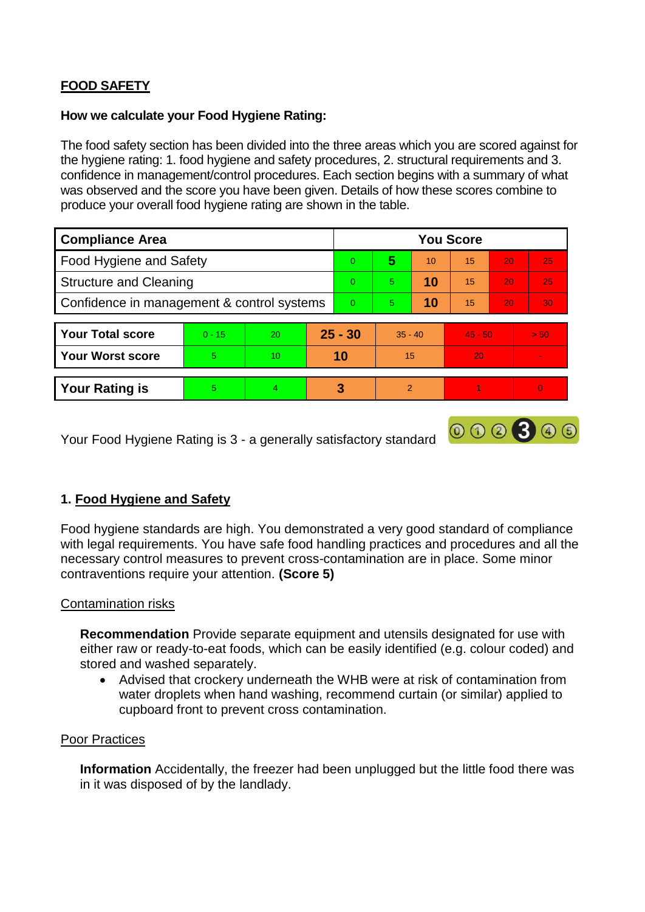## FOOD SAFETY

**How we calculate your Food Hygiene Rating:**

The food safety section has been divided into the three areas which you are scored against for the hygiene rating: 1. food hygiene and safety procedures, 2. structural requirements and 3. confidence in management/control procedures. Each section begins with a summary of what was observed and the score you have been given. Details of how these scores combine to produce your overall food hygiene rating are shown in the table.

| Compliance Area | You Score | | | | | |
|---|---|---|---|---|---|---|
| Food Hygiene and Safety | 0 | **5** | 10 | 15 | 20 | 25 |
| Structure and Cleaning | 0 | 5 | **10** | 15 | 20 | 25 |
| Confidence in management & control systems | 0 | 5 | **10** | 15 | 20 | 30 |

| | | | | | | |
|---|---|---|---|---|---|---|
| **Your Total score** | 0 - 15 | 20 | **25 - 30** | 35 - 40 | 45 - 50 | > 50 |
| **Your Worst score** | 5 | 10 | **10** | 15 | 20 | - |

| | | | | | | |
|---|---|---|---|---|---|---|
| **Your Rating is** | 5 | 4 | **3** | 2 | 1 | 0 |

Your Food Hygiene Rating is 3 - a generally satisfactory standard

### 1. Food Hygiene and Safety

Food hygiene standards are high. You demonstrated a very good standard of compliance with legal requirements. You have safe food handling practices and procedures and all the necessary control measures to prevent cross-contamination are in place. Some minor contraventions require your attention. **(Score 5)**

Contamination risks

**Recommendation** Provide separate equipment and utensils designated for use with either raw or ready-to-eat foods, which can be easily identified (e.g. colour coded) and stored and washed separately.

- Advised that crockery underneath the WHB were at risk of contamination from water droplets when hand washing, recommend curtain (or similar) applied to cupboard front to prevent cross contamination.

Poor Practices

**Information** Accidentally, the freezer had been unplugged but the little food there was in it was disposed of by the landlady.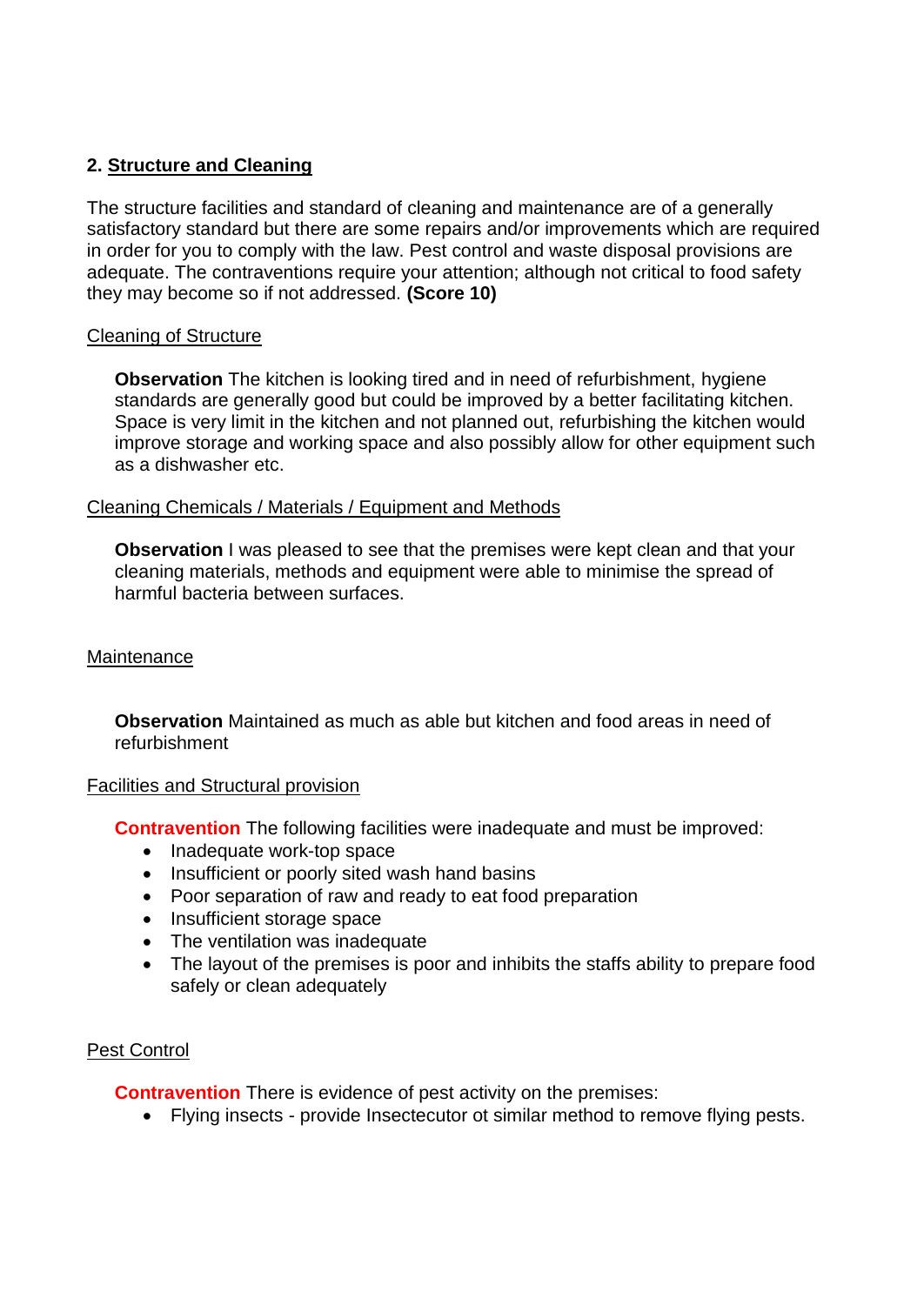## 2. Structure and Cleaning

The structure facilities and standard of cleaning and maintenance are of a generally satisfactory standard but there are some repairs and/or improvements which are required in order for you to comply with the law. Pest control and waste disposal provisions are adequate. The contraventions require your attention; although not critical to food safety they may become so if not addressed. **(Score 10)**

Cleaning of Structure

**Observation** The kitchen is looking tired and in need of refurbishment, hygiene standards are generally good but could be improved by a better facilitating kitchen. Space is very limit in the kitchen and not planned out, refurbishing the kitchen would improve storage and working space and also possibly allow for other equipment such as a dishwasher etc.

Cleaning Chemicals / Materials / Equipment and Methods

**Observation** I was pleased to see that the premises were kept clean and that your cleaning materials, methods and equipment were able to minimise the spread of harmful bacteria between surfaces.

Maintenance

**Observation** Maintained as much as able but kitchen and food areas in need of refurbishment

Facilities and Structural provision

**Contravention** The following facilities were inadequate and must be improved:

- Inadequate work-top space
- Insufficient or poorly sited wash hand basins
- Poor separation of raw and ready to eat food preparation
- Insufficient storage space
- The ventilation was inadequate
- The layout of the premises is poor and inhibits the staffs ability to prepare food safely or clean adequately

Pest Control

**Contravention** There is evidence of pest activity on the premises:

- Flying insects - provide Insectecutor ot similar method to remove flying pests.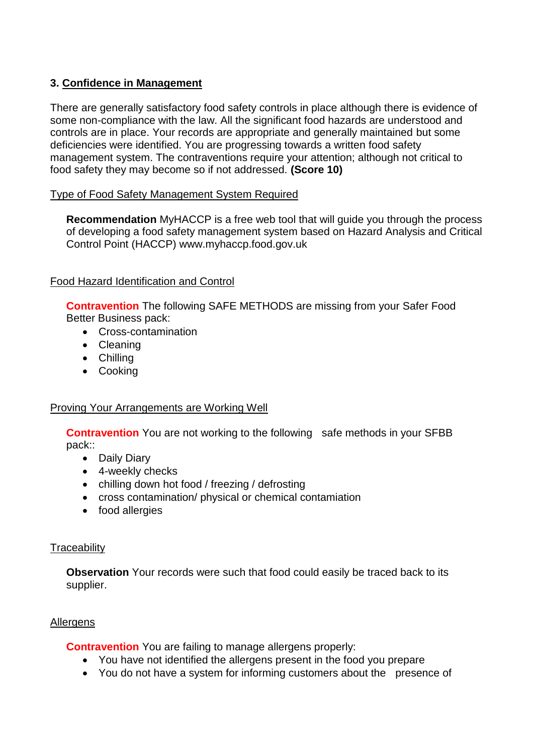### 3. Confidence in Management

There are generally satisfactory food safety controls in place although there is evidence of some non-compliance with the law. All the significant food hazards are understood and controls are in place. Your records are appropriate and generally maintained but some deficiencies were identified. You are progressing towards a written food safety management system. The contraventions require your attention; although not critical to food safety they may become so if not addressed. **(Score 10)**

Type of Food Safety Management System Required

**Recommendation** MyHACCP is a free web tool that will guide you through the process of developing a food safety management system based on Hazard Analysis and Critical Control Point (HACCP) www.myhaccp.food.gov.uk

Food Hazard Identification and Control

**Contravention** The following SAFE METHODS are missing from your Safer Food Better Business pack:

- Cross-contamination
- Cleaning
- Chilling
- Cooking

Proving Your Arrangements are Working Well

**Contravention** You are not working to the following safe methods in your SFBB pack::

- Daily Diary
- 4-weekly checks
- chilling down hot food / freezing / defrosting
- cross contamination/ physical or chemical contamiation
- food allergies

Traceability

**Observation** Your records were such that food could easily be traced back to its supplier.

Allergens

**Contravention** You are failing to manage allergens properly:

- You have not identified the allergens present in the food you prepare
- You do not have a system for informing customers about the presence of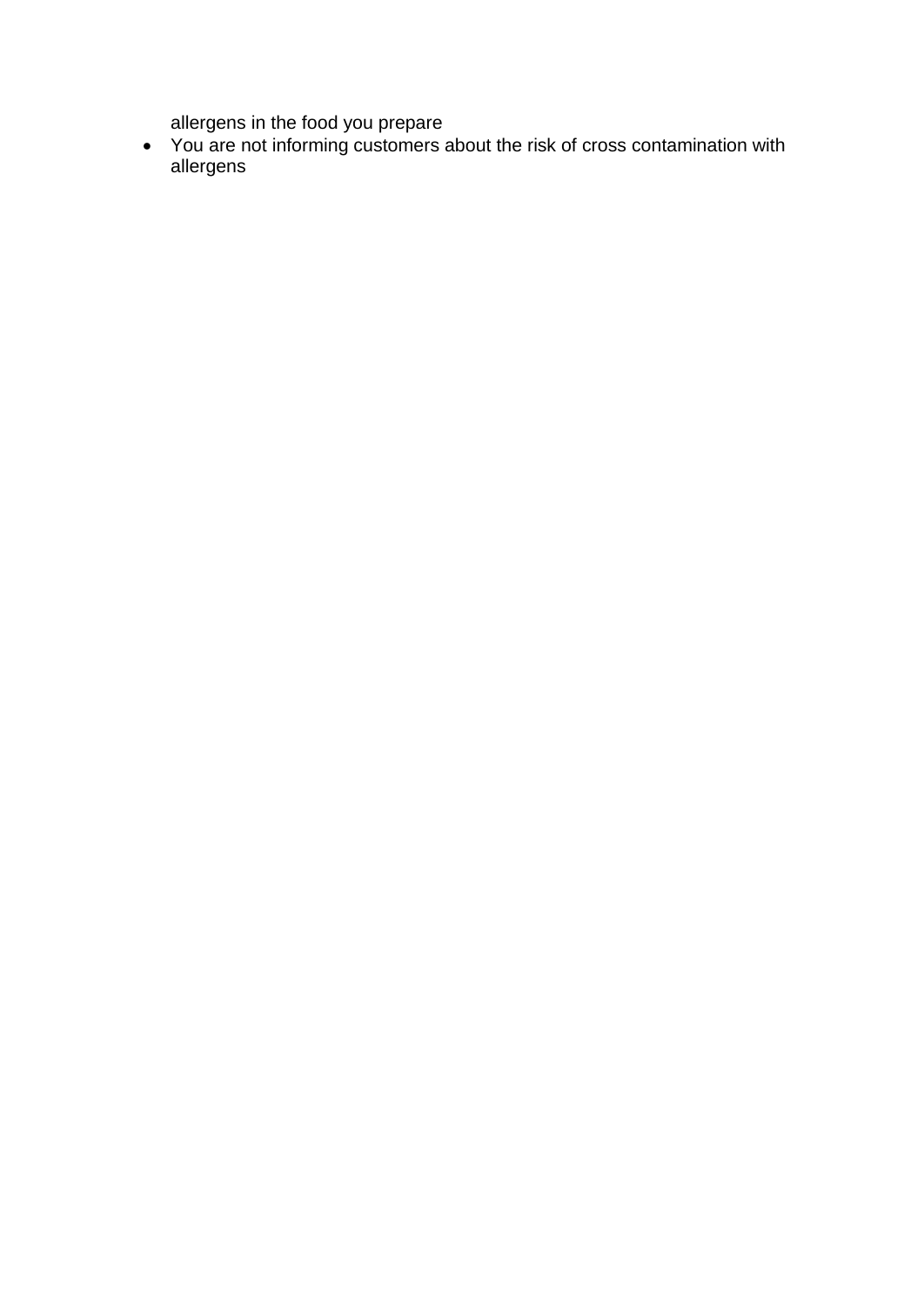allergens in the food you prepare

- You are not informing customers about the risk of cross contamination with allergens